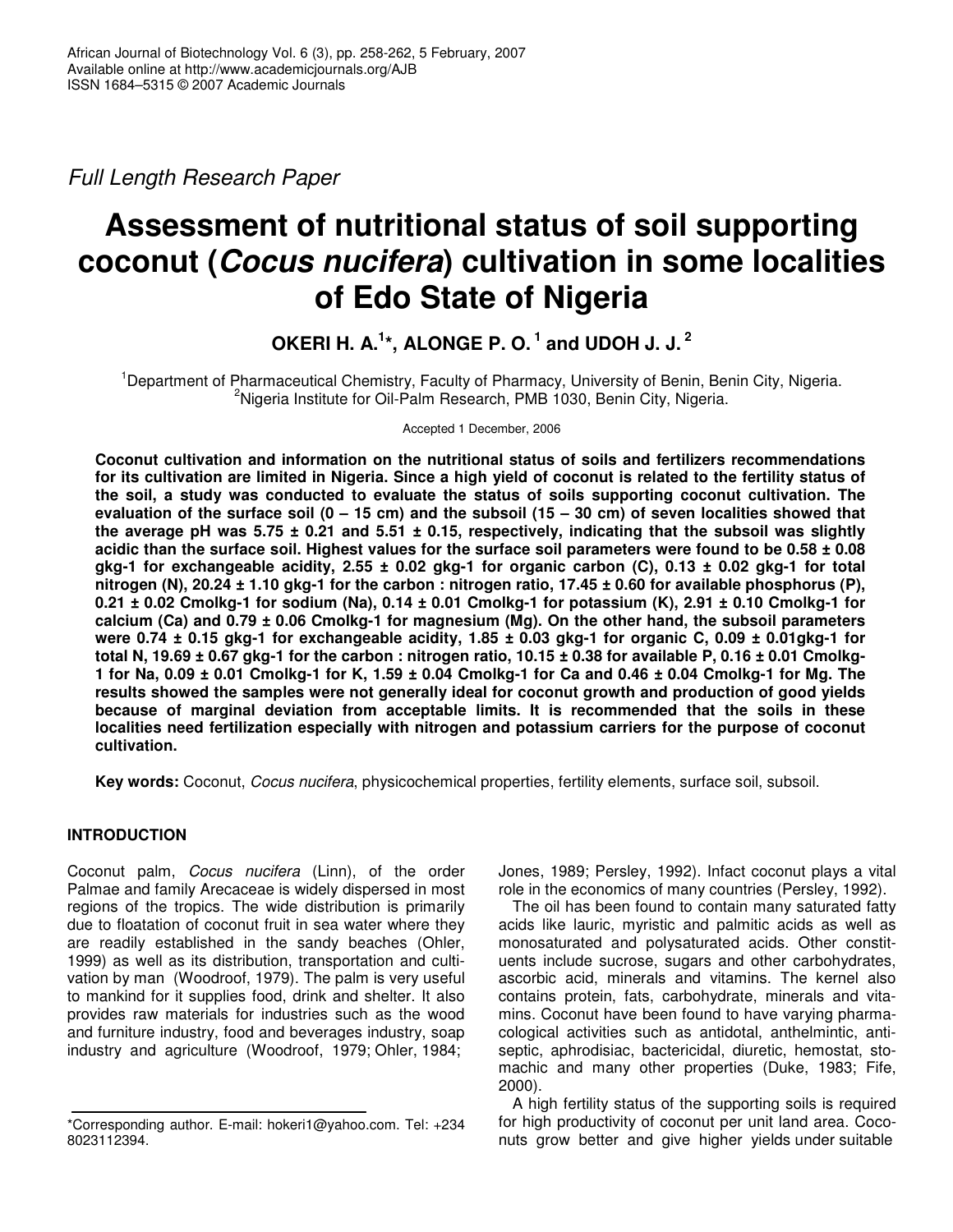*Full Length Research Paper*

# Assessment of nutritional status of soil supporting coconut (*Cocus nucifera*) cultivation in some localities of Edo State of Nigeria

**OKERI H. A.[1]*, ALONGE P. O.[1] and UDOH J. J.[2]**

[1]Department of Pharmaceutical Chemistry, Faculty of Pharmacy, University of Benin, Benin City, Nigeria.
[2]Nigeria Institute for Oil-Palm Research, PMB 1030, Benin City, Nigeria.

Accepted 1 December, 2006

**Coconut cultivation and information on the nutritional status of soils and fertilizers recommendations for its cultivation are limited in Nigeria. Since a high yield of coconut is related to the fertility status of the soil, a study was conducted to evaluate the status of soils supporting coconut cultivation. The evaluation of the surface soil (0 – 15 cm) and the subsoil (15 – 30 cm) of seven localities showed that the average pH was 5.75 ± 0.21 and 5.51 ± 0.15, respectively, indicating that the subsoil was slightly acidic than the surface soil. Highest values for the surface soil parameters were found to be 0.58 ± 0.08 gkg-1 for exchangeable acidity, 2.55 ± 0.02 gkg-1 for organic carbon (C), 0.13 ± 0.02 gkg-1 for total nitrogen (N), 20.24 ± 1.10 gkg-1 for the carbon : nitrogen ratio, 17.45 ± 0.60 for available phosphorus (P), 0.21 ± 0.02 Cmolkg-1 for sodium (Na), 0.14 ± 0.01 Cmolkg-1 for potassium (K), 2.91 ± 0.10 Cmolkg-1 for calcium (Ca) and 0.79 ± 0.06 Cmolkg-1 for magnesium (Mg). On the other hand, the subsoil parameters were 0.74 ± 0.15 gkg-1 for exchangeable acidity, 1.85 ± 0.03 gkg-1 for organic C, 0.09 ± 0.01gkg-1 for total N, 19.69 ± 0.67 gkg-1 for the carbon : nitrogen ratio, 10.15 ± 0.38 for available P, 0.16 ± 0.01 Cmolkg-1 for Na, 0.09 ± 0.01 Cmolkg-1 for K, 1.59 ± 0.04 Cmolkg-1 for Ca and 0.46 ± 0.04 Cmolkg-1 for Mg. The results showed the samples were not generally ideal for coconut growth and production of good yields because of marginal deviation from acceptable limits. It is recommended that the soils in these localities need fertilization especially with nitrogen and potassium carriers for the purpose of coconut cultivation.**

**Key words:** Coconut, *Cocus nucifera*, physicochemical properties, fertility elements, surface soil, subsoil.

## INTRODUCTION

Coconut palm, *Cocus nucifera* (Linn), of the order Palmae and family Arecaceae is widely dispersed in most regions of the tropics. The wide distribution is primarily due to floatation of coconut fruit in sea water where they are readily established in the sandy beaches (Ohler, 1999) as well as its distribution, transportation and cultivation by man (Woodroof, 1979). The palm is very useful to mankind for it supplies food, drink and shelter. It also provides raw materials for industries such as the wood and furniture industry, food and beverages industry, soap industry and agriculture (Woodroof, 1979; Ohler, 1984; Jones, 1989; Persley, 1992). Infact coconut plays a vital role in the economics of many countries (Persley, 1992).

The oil has been found to contain many saturated fatty acids like lauric, myristic and palmitic acids as well as monosaturated and polysaturated acids. Other constituents include sucrose, sugars and other carbohydrates, ascorbic acid, minerals and vitamins. The kernel also contains protein, fats, carbohydrate, minerals and vitamins. Coconut have been found to have varying pharmacological activities such as antidotal, anthelmintic, antiseptic, aphrodisiac, bactericidal, diuretic, hemostat, stomachic and many other properties (Duke, 1983; Fife, 2000).

A high fertility status of the supporting soils is required for high productivity of coconut per unit land area. Coconuts grow better and give higher yields under suitable

*Corresponding author. E-mail: hokeri1@yahoo.com. Tel: +234 8023112394.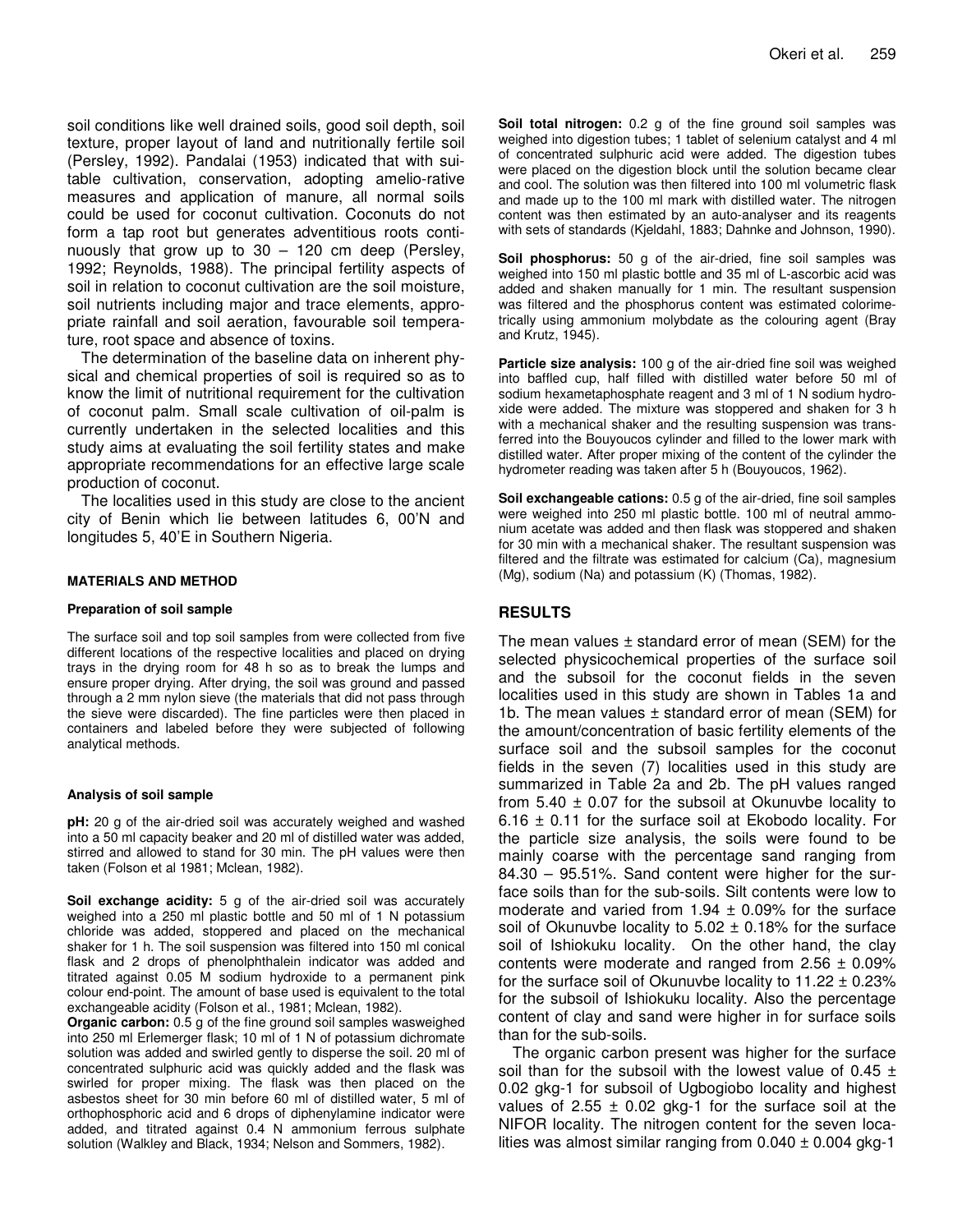soil conditions like well drained soils, good soil depth, soil texture, proper layout of land and nutritionally fertile soil (Persley, 1992). Pandalai (1953) indicated that with suitable cultivation, conservation, adopting amelio-rative measures and application of manure, all normal soils could be used for coconut cultivation. Coconuts do not form a tap root but generates adventitious roots continuously that grow up to 30 – 120 cm deep (Persley, 1992; Reynolds, 1988). The principal fertility aspects of soil in relation to coconut cultivation are the soil moisture, soil nutrients including major and trace elements, appropriate rainfall and soil aeration, favourable soil temperature, root space and absence of toxins.

The determination of the baseline data on inherent physical and chemical properties of soil is required so as to know the limit of nutritional requirement for the cultivation of coconut palm. Small scale cultivation of oil-palm is currently undertaken in the selected localities and this study aims at evaluating the soil fertility states and make appropriate recommendations for an effective large scale production of coconut.

The localities used in this study are close to the ancient city of Benin which lie between latitudes 6, 00'N and longitudes 5, 40'E in Southern Nigeria.

## MATERIALS AND METHOD

### Preparation of soil sample

The surface soil and top soil samples from were collected from five different locations of the respective localities and placed on drying trays in the drying room for 48 h so as to break the lumps and ensure proper drying. After drying, the soil was ground and passed through a 2 mm nylon sieve (the materials that did not pass through the sieve were discarded). The fine particles were then placed in containers and labeled before they were subjected of following analytical methods.

### Analysis of soil sample

**pH:** 20 g of the air-dried soil was accurately weighed and washed into a 50 ml capacity beaker and 20 ml of distilled water was added, stirred and allowed to stand for 30 min. The pH values were then taken (Folson et al 1981; Mclean, 1982).

**Soil exchange acidity:** 5 g of the air-dried soil was accurately weighed into a 250 ml plastic bottle and 50 ml of 1 N potassium chloride was added, stoppered and placed on the mechanical shaker for 1 h. The soil suspension was filtered into 150 ml conical flask and 2 drops of phenolphthalein indicator was added and titrated against 0.05 M sodium hydroxide to a permanent pink colour end-point. The amount of base used is equivalent to the total exchangeable acidity (Folson et al., 1981; Mclean, 1982).

**Organic carbon:** 0.5 g of the fine ground soil samples wasweighed into 250 ml Erlemerger flask; 10 ml of 1 N of potassium dichromate solution was added and swirled gently to disperse the soil. 20 ml of concentrated sulphuric acid was quickly added and the flask was swirled for proper mixing. The flask was then placed on the asbestos sheet for 30 min before 60 ml of distilled water, 5 ml of orthophosphoric acid and 6 drops of diphenylamine indicator were added, and titrated against 0.4 N ammonium ferrous sulphate solution (Walkley and Black, 1934; Nelson and Sommers, 1982).

**Soil total nitrogen:** 0.2 g of the fine ground soil samples was weighed into digestion tubes; 1 tablet of selenium catalyst and 4 ml of concentrated sulphuric acid were added. The digestion tubes were placed on the digestion block until the solution became clear and cool. The solution was then filtered into 100 ml volumetric flask and made up to the 100 ml mark with distilled water. The nitrogen content was then estimated by an auto-analyser and its reagents with sets of standards (Kjeldahl, 1883; Dahnke and Johnson, 1990).

**Soil phosphorus:** 50 g of the air-dried, fine soil samples was weighed into 150 ml plastic bottle and 35 ml of L-ascorbic acid was added and shaken manually for 1 min. The resultant suspension was filtered and the phosphorus content was estimated colorimetrically using ammonium molybdate as the colouring agent (Bray and Krutz, 1945).

**Particle size analysis:** 100 g of the air-dried fine soil was weighed into baffled cup, half filled with distilled water before 50 ml of sodium hexametaphosphate reagent and 3 ml of 1 N sodium hydroxide were added. The mixture was stoppered and shaken for 3 h with a mechanical shaker and the resulting suspension was transferred into the Bouyoucos cylinder and filled to the lower mark with distilled water. After proper mixing of the content of the cylinder the hydrometer reading was taken after 5 h (Bouyoucos, 1962).

**Soil exchangeable cations:** 0.5 g of the air-dried, fine soil samples were weighed into 250 ml plastic bottle. 100 ml of neutral ammonium acetate was added and then flask was stoppered and shaken for 30 min with a mechanical shaker. The resultant suspension was filtered and the filtrate was estimated for calcium (Ca), magnesium (Mg), sodium (Na) and potassium (K) (Thomas, 1982).

## RESULTS

The mean values ± standard error of mean (SEM) for the selected physicochemical properties of the surface soil and the subsoil for the coconut fields in the seven localities used in this study are shown in Tables 1a and 1b. The mean values ± standard error of mean (SEM) for the amount/concentration of basic fertility elements of the surface soil and the subsoil samples for the coconut fields in the seven (7) localities used in this study are summarized in Table 2a and 2b. The pH values ranged from 5.40 ± 0.07 for the subsoil at Okunuvbe locality to 6.16 ± 0.11 for the surface soil at Ekobodo locality. For the particle size analysis, the soils were found to be mainly coarse with the percentage sand ranging from 84.30 – 95.51%. Sand content were higher for the surface soils than for the sub-soils. Silt contents were low to moderate and varied from 1.94 ± 0.09% for the surface soil of Okunuvbe locality to 5.02 ± 0.18% for the surface soil of Ishiokuku locality. On the other hand, the clay contents were moderate and ranged from 2.56 ± 0.09% for the surface soil of Okunuvbe locality to 11.22 ± 0.23% for the subsoil of Ishiokuku locality. Also the percentage content of clay and sand were higher in for surface soils than for the sub-soils.

The organic carbon present was higher for the surface soil than for the subsoil with the lowest value of 0.45 ± 0.02 gkg-1 for subsoil of Ugbogiobo locality and highest values of 2.55 ± 0.02 gkg-1 for the surface soil at the NIFOR locality. The nitrogen content for the seven localities was almost similar ranging from 0.040 ± 0.004 gkg-1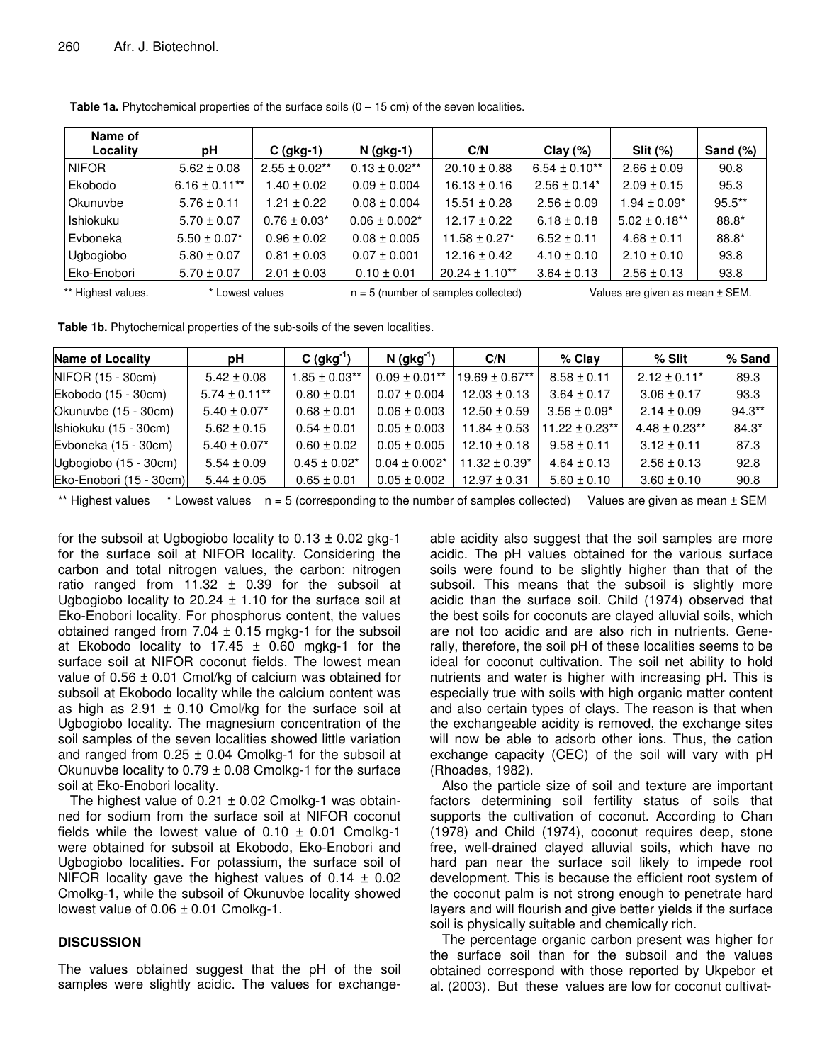**Table 1a.** Phytochemical properties of the surface soils (0 – 15 cm) of the seven localities.

| Name of Locality | pH | C (gkg-1) | N (gkg-1) | C/N | Clay (%) | Slit (%) | Sand (%) |
|---|---|---|---|---|---|---|---|
| NIFOR | 5.62 ± 0.08 | 2.55 ± 0.02** | 0.13 ± 0.02** | 20.10 ± 0.88 | 6.54 ± 0.10** | 2.66 ± 0.09 | 90.8 |
| Ekobodo | 6.16 ± 0.11** | 1.40 ± 0.02 | 0.09 ± 0.004 | 16.13 ± 0.16 | 2.56 ± 0.14* | 2.09 ± 0.15 | 95.3 |
| Okunuvbe | 5.76 ± 0.11 | 1.21 ± 0.22 | 0.08 ± 0.004 | 15.51 ± 0.28 | 2.56 ± 0.09 | 1.94 ± 0.09* | 95.5** |
| Ishiokuku | 5.70 ± 0.07 | 0.76 ± 0.03* | 0.06 ± 0.002* | 12.17 ± 0.22 | 6.18 ± 0.18 | 5.02 ± 0.18** | 88.8* |
| Evboneka | 5.50 ± 0.07* | 0.96 ± 0.02 | 0.08 ± 0.005 | 11.58 ± 0.27* | 6.52 ± 0.11 | 4.68 ± 0.11 | 88.8* |
| Ugbogiobo | 5.80 ± 0.07 | 0.81 ± 0.03 | 0.07 ± 0.001 | 12.16 ± 0.42 | 4.10 ± 0.10 | 2.10 ± 0.10 | 93.8 |
| Eko-Enobori | 5.70 ± 0.07 | 2.01 ± 0.03 | 0.10 ± 0.01 | 20.24 ± 1.10** | 3.64 ± 0.13 | 2.56 ± 0.13 | 93.8 |

** Highest values. * Lowest values n = 5 (number of samples collected) Values are given as mean ± SEM.

**Table 1b.** Phytochemical properties of the sub-soils of the seven localities.

| Name of Locality | pH | C ($gkg^{-1}$) | N ($gkg^{-1}$) | C/N | % Clay | % Slit | % Sand |
|---|---|---|---|---|---|---|---|
| NIFOR (15 - 30cm) | 5.42 ± 0.08 | 1.85 ± 0.03** | 0.09 ± 0.01** | 19.69 ± 0.67** | 8.58 ± 0.11 | 2.12 ± 0.11* | 89.3 |
| Ekobodo (15 - 30cm) | 5.74 ± 0.11** | 0.80 ± 0.01 | 0.07 ± 0.004 | 12.03 ± 0.13 | 3.64 ± 0.17 | 3.06 ± 0.17 | 93.3 |
| Okunuvbe (15 - 30cm) | 5.40 ± 0.07* | 0.68 ± 0.01 | 0.06 ± 0.003 | 12.50 ± 0.59 | 3.56 ± 0.09* | 2.14 ± 0.09 | 94.3** |
| Ishiokuku (15 - 30cm) | 5.62 ± 0.15 | 0.54 ± 0.01 | 0.05 ± 0.003 | 11.84 ± 0.53 | 11.22 ± 0.23** | 4.48 ± 0.23** | 84.3* |
| Evboneka (15 - 30cm) | 5.40 ± 0.07* | 0.60 ± 0.02 | 0.05 ± 0.005 | 12.10 ± 0.18 | 9.58 ± 0.11 | 3.12 ± 0.11 | 87.3 |
| Ugbogiobo (15 - 30cm) | 5.54 ± 0.09 | 0.45 ± 0.02* | 0.04 ± 0.002* | 11.32 ± 0.39* | 4.64 ± 0.13 | 2.56 ± 0.13 | 92.8 |
| Eko-Enobori (15 - 30cm) | 5.44 ± 0.05 | 0.65 ± 0.01 | 0.05 ± 0.002 | 12.97 ± 0.31 | 5.60 ± 0.10 | 3.60 ± 0.10 | 90.8 |

** Highest values * Lowest values n = 5 (corresponding to the number of samples collected) Values are given as mean ± SEM

for the subsoil at Ugbogiobo locality to 0.13 ± 0.02 gkg-1 for the surface soil at NIFOR locality. Considering the carbon and total nitrogen values, the carbon: nitrogen ratio ranged from 11.32 ± 0.39 for the subsoil at Ugbogiobo locality to 20.24 ± 1.10 for the surface soil at Eko-Enobori locality. For phosphorus content, the values obtained ranged from 7.04 ± 0.15 mgkg-1 for the subsoil at Ekobodo locality to 17.45 ± 0.60 mgkg-1 for the surface soil at NIFOR coconut fields. The lowest mean value of 0.56 ± 0.01 Cmol/kg of calcium was obtained for subsoil at Ekobodo locality while the calcium content was as high as 2.91 ± 0.10 Cmol/kg for the surface soil at Ugbogiobo locality. The magnesium concentration of the soil samples of the seven localities showed little variation and ranged from 0.25 ± 0.04 Cmolkg-1 for the subsoil at Okunuvbe locality to 0.79 ± 0.08 Cmolkg-1 for the surface soil at Eko-Enobori locality.

The highest value of 0.21 ± 0.02 Cmolkg-1 was obtainned for sodium from the surface soil at NIFOR coconut fields while the lowest value of 0.10 ± 0.01 Cmolkg-1 were obtained for subsoil at Ekobodo, Eko-Enobori and Ugbogiobo localities. For potassium, the surface soil of NIFOR locality gave the highest values of 0.14 ± 0.02 Cmolkg-1, while the subsoil of Okunuvbe locality showed lowest value of 0.06 ± 0.01 Cmolkg-1.

## DISCUSSION

The values obtained suggest that the pH of the soil samples were slightly acidic. The values for exchangeable acidity also suggest that the soil samples are more acidic. The pH values obtained for the various surface soils were found to be slightly higher than that of the subsoil. This means that the subsoil is slightly more acidic than the surface soil. Child (1974) observed that the best soils for coconuts are clayed alluvial soils, which are not too acidic and are also rich in nutrients. Generally, therefore, the soil pH of these localities seems to be ideal for coconut cultivation. The soil net ability to hold nutrients and water is higher with increasing pH. This is especially true with soils with high organic matter content and also certain types of clays. The reason is that when the exchangeable acidity is removed, the exchange sites will now be able to adsorb other ions. Thus, the cation exchange capacity (CEC) of the soil will vary with pH (Rhoades, 1982).

Also the particle size of soil and texture are important factors determining soil fertility status of soils that supports the cultivation of coconut. According to Chan (1978) and Child (1974), coconut requires deep, stone free, well-drained clayed alluvial soils, which have no hard pan near the surface soil likely to impede root development. This is because the efficient root system of the coconut palm is not strong enough to penetrate hard layers and will flourish and give better yields if the surface soil is physically suitable and chemically rich.

The percentage organic carbon present was higher for the surface soil than for the subsoil and the values obtained correspond with those reported by Ukpebor et al. (2003). But these values are low for coconut cultivat-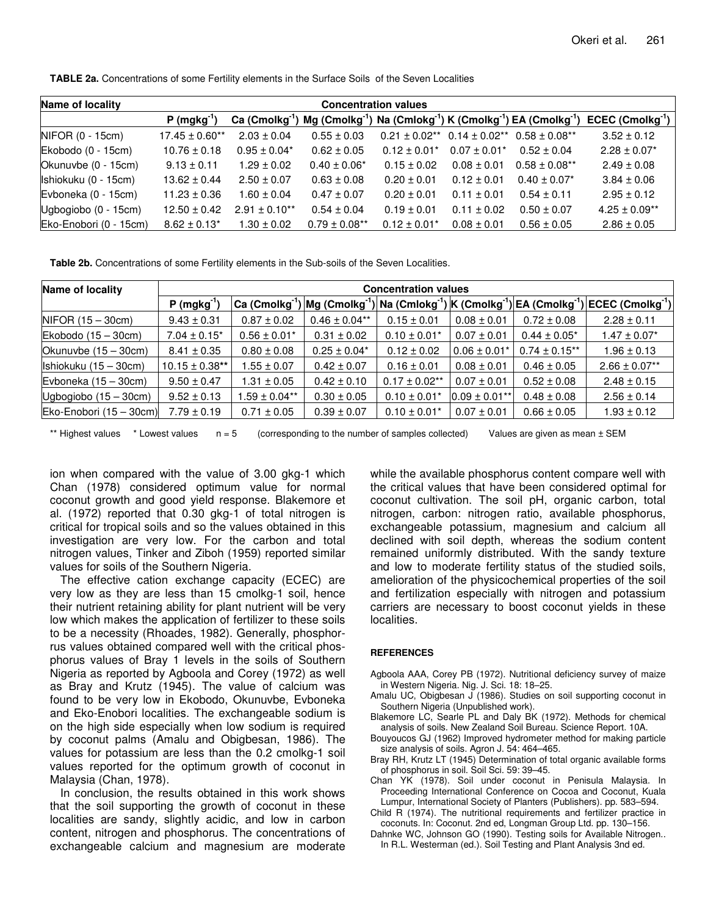**TABLE 2a.** Concentrations of some Fertility elements in the Surface Soils of the Seven Localities

| Name of locality | Concentration values | | | | | | |
|---|---|---|---|---|---|---|---|
| | P ($mgkg^{-1}$) | Ca ($Cmolkg^{-1}$) | Mg ($Cmolkg^{-1}$) | Na ($Cmlokg^{-1}$) | K ($Cmolkg^{-1}$) | EA ($Cmolkg^{-1}$) | ECEC ($Cmolkg^{-1}$) |
| NIFOR (0 - 15cm) | 17.45 ± 0.60** | 2.03 ± 0.04 | 0.55 ± 0.03 | 0.21 ± 0.02** | 0.14 ± 0.02** | 0.58 ± 0.08** | 3.52 ± 0.12 |
| Ekobodo (0 - 15cm) | 10.76 ± 0.18 | 0.95 ± 0.04* | 0.62 ± 0.05 | 0.12 ± 0.01* | 0.07 ± 0.01* | 0.52 ± 0.04 | 2.28 ± 0.07* |
| Okunuvbe (0 - 15cm) | 9.13 ± 0.11 | 1.29 ± 0.02 | 0.40 ± 0.06* | 0.15 ± 0.02 | 0.08 ± 0.01 | 0.58 ± 0.08** | 2.49 ± 0.08 |
| Ishiokuku (0 - 15cm) | 13.62 ± 0.44 | 2.50 ± 0.07 | 0.63 ± 0.08 | 0.20 ± 0.01 | 0.12 ± 0.01 | 0.40 ± 0.07* | 3.84 ± 0.06 |
| Evboneka (0 - 15cm) | 11.23 ± 0.36 | 1.60 ± 0.04 | 0.47 ± 0.07 | 0.20 ± 0.01 | 0.11 ± 0.01 | 0.54 ± 0.11 | 2.95 ± 0.12 |
| Ugbogiobo (0 - 15cm) | 12.50 ± 0.42 | 2.91 ± 0.10** | 0.54 ± 0.04 | 0.19 ± 0.01 | 0.11 ± 0.02 | 0.50 ± 0.07 | 4.25 ± 0.09** |
| Eko-Enobori (0 - 15cm) | 8.62 ± 0.13* | 1.30 ± 0.02 | 0.79 ± 0.08** | 0.12 ± 0.01* | 0.08 ± 0.01 | 0.56 ± 0.05 | 2.86 ± 0.05 |

**Table 2b.** Concentrations of some Fertility elements in the Sub-soils of the Seven Localities.

| Name of locality | Concentration values | | | | | | |
|---|---|---|---|---|---|---|---|
| | P ($mgkg^{-1}$) | Ca ($Cmolkg^{-1}$) | Mg ($Cmolkg^{-1}$) | Na ($Cmlokg^{-1}$) | K ($Cmolkg^{-1}$) | EA ($Cmolkg^{-1}$) | ECEC ($Cmolkg^{-1}$) |
| NIFOR (15 – 30cm) | 9.43 ± 0.31 | 0.87 ± 0.02 | 0.46 ± 0.04** | 0.15 ± 0.01 | 0.08 ± 0.01 | 0.72 ± 0.08 | 2.28 ± 0.11 |
| Ekobodo (15 – 30cm) | 7.04 ± 0.15* | 0.56 ± 0.01* | 0.31 ± 0.02 | 0.10 ± 0.01* | 0.07 ± 0.01 | 0.44 ± 0.05* | 1.47 ± 0.07* |
| Okunuvbe (15 – 30cm) | 8.41 ± 0.35 | 0.80 ± 0.08 | 0.25 ± 0.04* | 0.12 ± 0.02 | 0.06 ± 0.01* | 0.74 ± 0.15** | 1.96 ± 0.13 |
| Ishiokuku (15 – 30cm) | 10.15 ± 0.38** | 1.55 ± 0.07 | 0.42 ± 0.07 | 0.16 ± 0.01 | 0.08 ± 0.01 | 0.46 ± 0.05 | 2.66 ± 0.07** |
| Evboneka (15 – 30cm) | 9.50 ± 0.47 | 1.31 ± 0.05 | 0.42 ± 0.10 | 0.17 ± 0.02** | 0.07 ± 0.01 | 0.52 ± 0.08 | 2.48 ± 0.15 |
| Ugbogiobo (15 – 30cm) | 9.52 ± 0.13 | 1.59 ± 0.04** | 0.30 ± 0.05 | 0.10 ± 0.01* | 0.09 ± 0.01** | 0.48 ± 0.08 | 2.56 ± 0.14 |
| Eko-Enobori (15 – 30cm) | 7.79 ± 0.19 | 0.71 ± 0.05 | 0.39 ± 0.07 | 0.10 ± 0.01* | 0.07 ± 0.01 | 0.66 ± 0.05 | 1.93 ± 0.12 |

** Highest values  * Lowest values  n = 5  (corresponding to the number of samples collected)  Values are given as mean ± SEM

ion when compared with the value of 3.00 gkg-1 which Chan (1978) considered optimum value for normal coconut growth and good yield response. Blakemore et al. (1972) reported that 0.30 gkg-1 of total nitrogen is critical for tropical soils and so the values obtained in this investigation are very low. For the carbon and total nitrogen values, Tinker and Ziboh (1959) reported similar values for soils of the Southern Nigeria.

The effective cation exchange capacity (ECEC) are very low as they are less than 15 cmolkg-1 soil, hence their nutrient retaining ability for plant nutrient will be very low which makes the application of fertilizer to these soils to be a necessity (Rhoades, 1982). Generally, phosphorrus values obtained compared well with the critical phosphorus values of Bray 1 levels in the soils of Southern Nigeria as reported by Agboola and Corey (1972) as well as Bray and Krutz (1945). The value of calcium was found to be very low in Ekobodo, Okunuvbe, Evboneka and Eko-Enobori localities. The exchangeable sodium is on the high side especially when low sodium is required by coconut palms (Amalu and Obigbesan, 1986). The values for potassium are less than the 0.2 cmolkg-1 soil values reported for the optimum growth of coconut in Malaysia (Chan, 1978).

In conclusion, the results obtained in this work shows that the soil supporting the growth of coconut in these localities are sandy, slightly acidic, and low in carbon content, nitrogen and phosphorus. The concentrations of exchangeable calcium and magnesium are moderate while the available phosphorus content compare well with the critical values that have been considered optimal for coconut cultivation. The soil pH, organic carbon, total nitrogen, carbon: nitrogen ratio, available phosphorus, exchangeable potassium, magnesium and calcium all declined with soil depth, whereas the sodium content remained uniformly distributed. With the sandy texture and low to moderate fertility status of the studied soils, amelioration of the physicochemical properties of the soil and fertilization especially with nitrogen and potassium carriers are necessary to boost coconut yields in these localities.

## REFERENCES

Agboola AAA, Corey PB (1972). Nutritional deficiency survey of maize in Western Nigeria. Nig. J. Sci. 18: 18–25.

Amalu UC, Obigbesan J (1986). Studies on soil supporting coconut in Southern Nigeria (Unpublished work).

Blakemore LC, Searle PL and Daly BK (1972). Methods for chemical analysis of soils. New Zealand Soil Bureau. Science Report. 10A.

Bouyoucos GJ (1962) Improved hydrometer method for making particle size analysis of soils. Agron J. 54: 464–465.

Bray RH, Krutz LT (1945) Determination of total organic available forms of phosphorus in soil. Soil Sci. 59: 39–45.

Chan YK (1978). Soil under coconut in Penisula Malaysia. In Proceeding International Conference on Cocoa and Coconut, Kuala Lumpur, International Society of Planters (Publishers). pp. 583–594.

Child R (1974). The nutritional requirements and fertilizer practice in coconuts. In: Coconut. 2nd ed, Longman Group Ltd. pp. 130–156.

Dahnke WC, Johnson GO (1990). Testing soils for Available Nitrogen.. In R.L. Westerman (ed.). Soil Testing and Plant Analysis 3nd ed.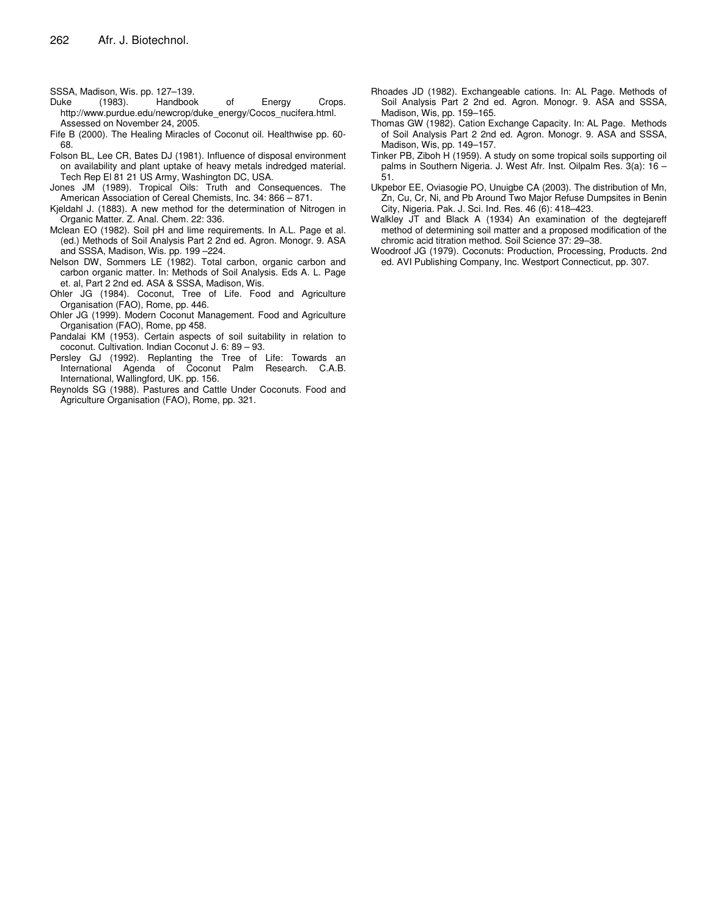SSSA, Madison, Wis. pp. 127–139.

Duke (1983). Handbook of Energy Crops. http://www.purdue.edu/newcrop/duke_energy/Cocos_nucifera.html. Assessed on November 24, 2005.

Fife B (2000). The Healing Miracles of Coconut oil. Healthwise pp. 60-68.

Folson BL, Lee CR, Bates DJ (1981). Influence of disposal environment on availability and plant uptake of heavy metals indredged material. Tech Rep El 81 21 US Army, Washington DC, USA.

Jones JM (1989). Tropical Oils: Truth and Consequences. The American Association of Cereal Chemists, Inc. 34: 866 – 871.

Kjeldahl J. (1883). A new method for the determination of Nitrogen in Organic Matter. Z. Anal. Chem. 22: 336.

Mclean EO (1982). Soil pH and lime requirements. In A.L. Page et al. (ed.) Methods of Soil Analysis Part 2 2nd ed. Agron. Monogr. 9. ASA and SSSA, Madison, Wis. pp. 199 –224.

Nelson DW, Sommers LE (1982). Total carbon, organic carbon and carbon organic matter. In: Methods of Soil Analysis. Eds A. L. Page et. al, Part 2 2nd ed. ASA & SSSA, Madison, Wis.

Ohler JG (1984). Coconut, Tree of Life. Food and Agriculture Organisation (FAO), Rome, pp. 446.

Ohler JG (1999). Modern Coconut Management. Food and Agriculture Organisation (FAO), Rome, pp 458.

Pandalai KM (1953). Certain aspects of soil suitability in relation to coconut. Cultivation. Indian Coconut J. 6: 89 – 93.

Persley GJ (1992). Replanting the Tree of Life: Towards an International Agenda of Coconut Palm Research. C.A.B. International, Wallingford, UK. pp. 156.

Reynolds SG (1988). Pastures and Cattle Under Coconuts. Food and Agriculture Organisation (FAO), Rome, pp. 321.

Rhoades JD (1982). Exchangeable cations. In: AL Page. Methods of Soil Analysis Part 2 2nd ed. Agron. Monogr. 9. ASA and SSSA, Madison, Wis, pp. 159–165.

Thomas GW (1982). Cation Exchange Capacity. In: AL Page. Methods of Soil Analysis Part 2 2nd ed. Agron. Monogr. 9. ASA and SSSA, Madison, Wis, pp. 149–157.

Tinker PB, Ziboh H (1959). A study on some tropical soils supporting oil palms in Southern Nigeria. J. West Afr. Inst. Oilpalm Res. 3(a): 16 – 51.

Ukpebor EE, Oviasogie PO, Unuigbe CA (2003). The distribution of Mn, Zn, Cu, Cr, Ni, and Pb Around Two Major Refuse Dumpsites in Benin City, Nigeria. Pak. J. Sci. Ind. Res. 46 (6): 418–423.

Walkley JT and Black A (1934) An examination of the degtejareff method of determining soil matter and a proposed modification of the chromic acid titration method. Soil Science 37: 29–38.

Woodroof JG (1979). Coconuts: Production, Processing, Products. 2nd ed. AVI Publishing Company, Inc. Westport Connecticut, pp. 307.